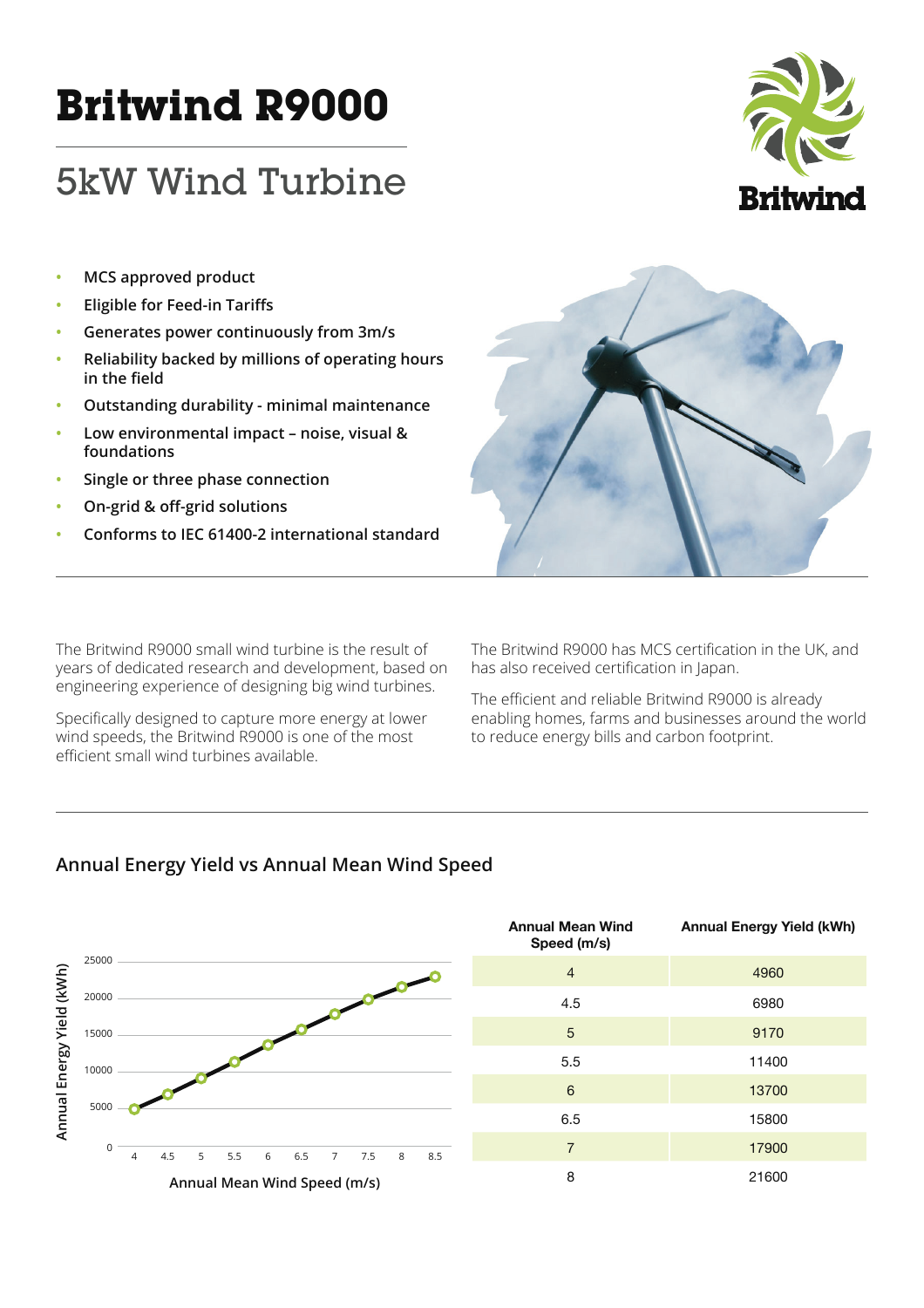# Britwind R9000

## 5kW Wind Turbine

- MCS approved product
- Eligible for Feed-in Tariffs
- Generates power continuously from 3m/s
- Reliability backed by millions of operating hours in the field
- Outstanding durability - minimal maintenance
- Low environmental impact – noise, visual & foundations
- Single or three phase connection
- On-grid & off-grid solutions
- Conforms to IEC 61400-2 international standard

The Britwind R9000 small wind turbine is the result of years of dedicated research and development, based on engineering experience of designing big wind turbines.

Specifically designed to capture more energy at lower wind speeds, the Britwind R9000 is one of the most efficient small wind turbines available.

The Britwind R9000 has MCS certification in the UK, and has also received certification in Japan.

The efficient and reliable Britwind R9000 is already enabling homes, farms and businesses around the world to reduce energy bills and carbon footprint.

### Annual Energy Yield vs Annual Mean Wind Speed

| Annual Mean Wind Speed (m/s) | Annual Energy Yield (kWh) |
|---|---|
| 4 | 4960 |
| 4.5 | 6980 |
| 5 | 9170 |
| 5.5 | 11400 |
| 6 | 13700 |
| 6.5 | 15800 |
| 7 | 17900 |
| 8 | 21600 |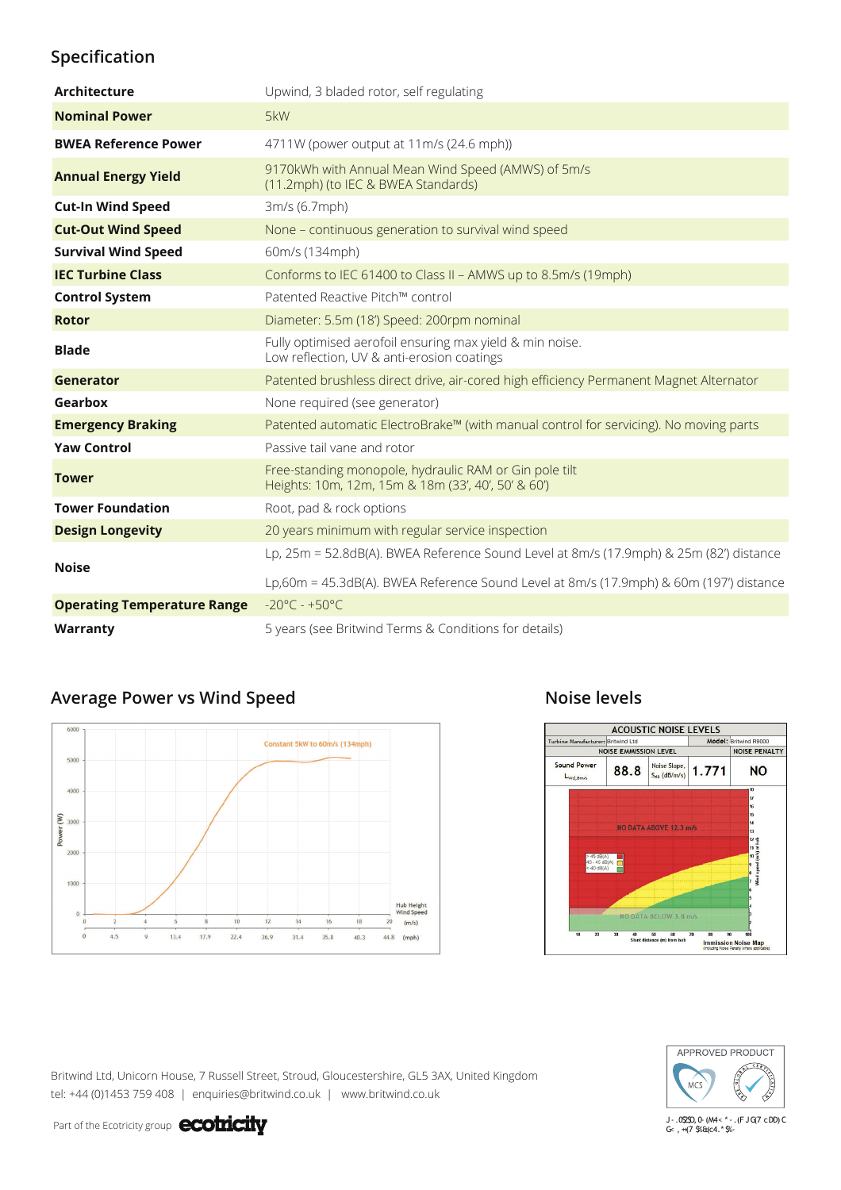## Specification

| | |
|---|---|
| **Architecture** | Upwind, 3 bladed rotor, self regulating |
| **Nominal Power** | 5kW |
| **BWEA Reference Power** | 4711W (power output at 11m/s (24.6 mph)) |
| **Annual Energy Yield** | 9170kWh with Annual Mean Wind Speed (AMWS) of 5m/s (11.2mph) (to IEC & BWEA Standards) |
| **Cut-In Wind Speed** | 3m/s (6.7mph) |
| **Cut-Out Wind Speed** | None – continuous generation to survival wind speed |
| **Survival Wind Speed** | 60m/s (134mph) |
| **IEC Turbine Class** | Conforms to IEC 61400 to Class II – AMWS up to 8.5m/s (19mph) |
| **Control System** | Patented Reactive Pitch™ control |
| **Rotor** | Diameter: 5.5m (18') Speed: 200rpm nominal |
| **Blade** | Fully optimised aerofoil ensuring max yield & min noise. Low reflection, UV & anti-erosion coatings |
| **Generator** | Patented brushless direct drive, air-cored high efficiency Permanent Magnet Alternator |
| **Gearbox** | None required (see generator) |
| **Emergency Braking** | Patented automatic ElectroBrake™ (with manual control for servicing). No moving parts |
| **Yaw Control** | Passive tail vane and rotor |
| **Tower** | Free-standing monopole, hydraulic RAM or Gin pole tilt Heights: 10m, 12m, 15m & 18m (33', 40', 50' & 60') |
| **Tower Foundation** | Root, pad & rock options |
| **Design Longevity** | 20 years minimum with regular service inspection |
| **Noise** | Lp, 25m = 52.8dB(A). BWEA Reference Sound Level at 8m/s (17.9mph) & 25m (82') distance<br>Lp,60m = 45.3dB(A). BWEA Reference Sound Level at 8m/s (17.9mph) & 60m (197') distance |
| **Operating Temperature Range** | -20°C - +50°C |
| **Warranty** | 5 years (see Britwind Terms & Conditions for details) |

## Average Power vs Wind Speed

Constant 5kW to 60m/s (134mph)

Power (W)

6000
5000
4000
3000
2000
1000
0

0 2 4 6 8 10 12 14 16 18 20 (m/s)

0 4.5 9 13.4 17.9 22.4 26.9 31.4 35.8 40.3 44.8 (mph)

Hub Height Wind Speed

## Noise levels

ACOUSTIC NOISE LEVELS

Turbine Manufacturer: Britwind Ltd | Model: Britwind R9000

NOISE EMMISSION LEVEL | NOISE PENALTY

Sound Power $L_{WA,8m/s}$ 88.8 | Noise Slope, $S_{dB}$ (dB/m/s) 1.771 | NO

NO DATA ABOVE 12.3 m/s

> 45 dB(A)
40 - 45 dB(A)
< 40 dB(A)

NO DATA BELOW 3.8 m/s

Slant distance (m) from hub

Wind speed (m/s) at hub

Immission Noise Map

Britwind Ltd, Unicorn House, 7 Russell Street, Stroud, Gloucestershire, GL5 3AX, United Kingdom
tel: +44 (0)1453 759 408 | enquiries@britwind.co.uk | www.britwind.co.uk

Part of the Ecotricity group ecotricity

APPROVED PRODUCT

MCS